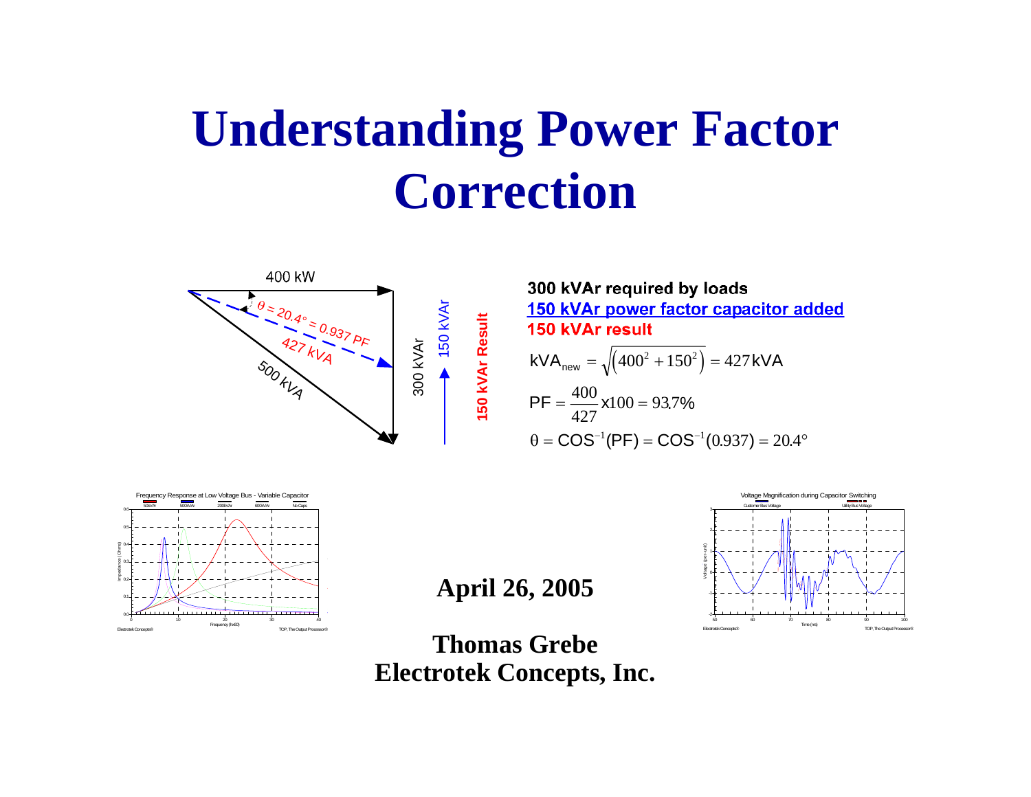# Understanding Power Factor Correction

**300 kVAr required by loads**

**150 kVAr power factor capacitor added**

**150 kVAr result**

$$\text{kVA}_{new} = \sqrt{(400^2 + 150^2)} = 427\,\text{kVA}$$

$$\text{PF} = \frac{400}{427} \times 100 = 93.7\%$$

$$\theta = \cos^{-1}(\text{PF}) = \cos^{-1}(0.937) = 20.4^\circ$$

**April 26, 2005**

**Thomas Grebe**
**Electrotek Concepts, Inc.**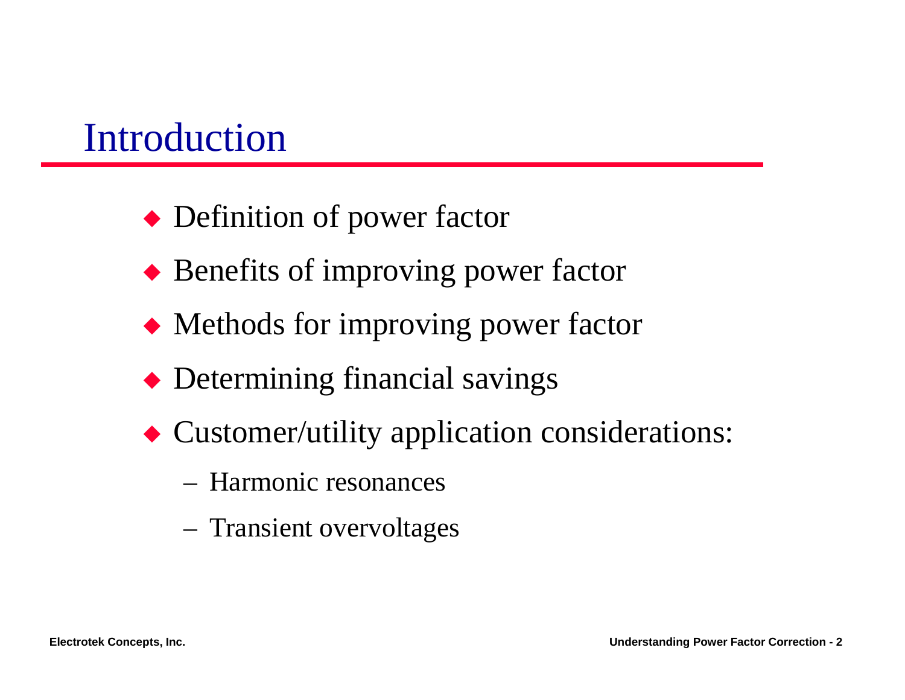# Introduction

- Definition of power factor
- Benefits of improving power factor
- Methods for improving power factor
- Determining financial savings
- Customer/utility application considerations:
  - Harmonic resonances
  - Transient overvoltages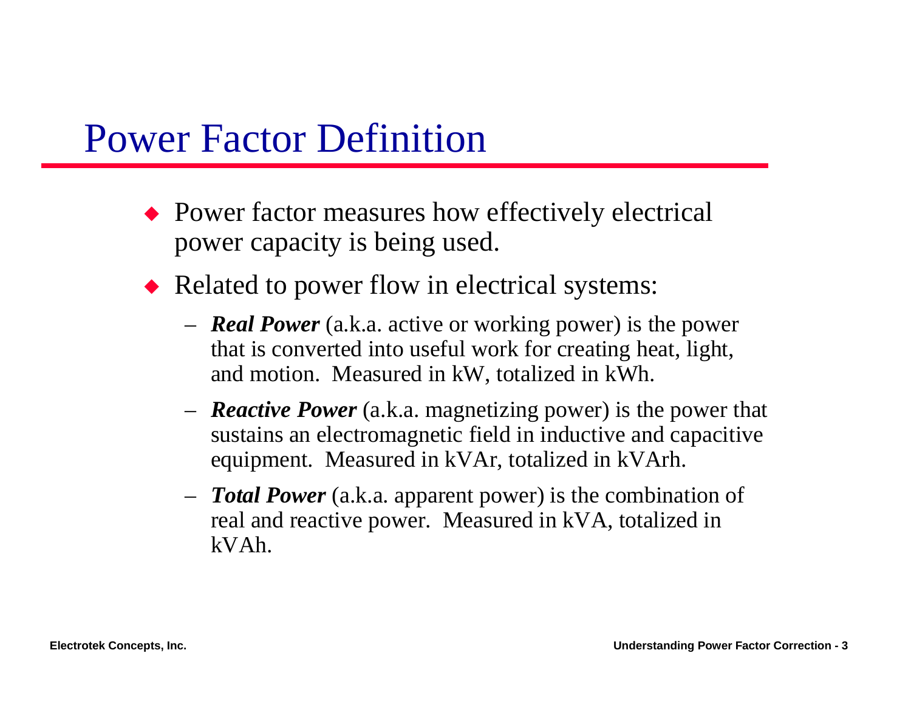# Power Factor Definition

- Power factor measures how effectively electrical power capacity is being used.
- Related to power flow in electrical systems:
  - ***Real Power*** (a.k.a. active or working power) is the power that is converted into useful work for creating heat, light, and motion. Measured in kW, totalized in kWh.
  - ***Reactive Power*** (a.k.a. magnetizing power) is the power that sustains an electromagnetic field in inductive and capacitive equipment. Measured in kVAr, totalized in kVArh.
  - ***Total Power*** (a.k.a. apparent power) is the combination of real and reactive power. Measured in kVA, totalized in kVAh.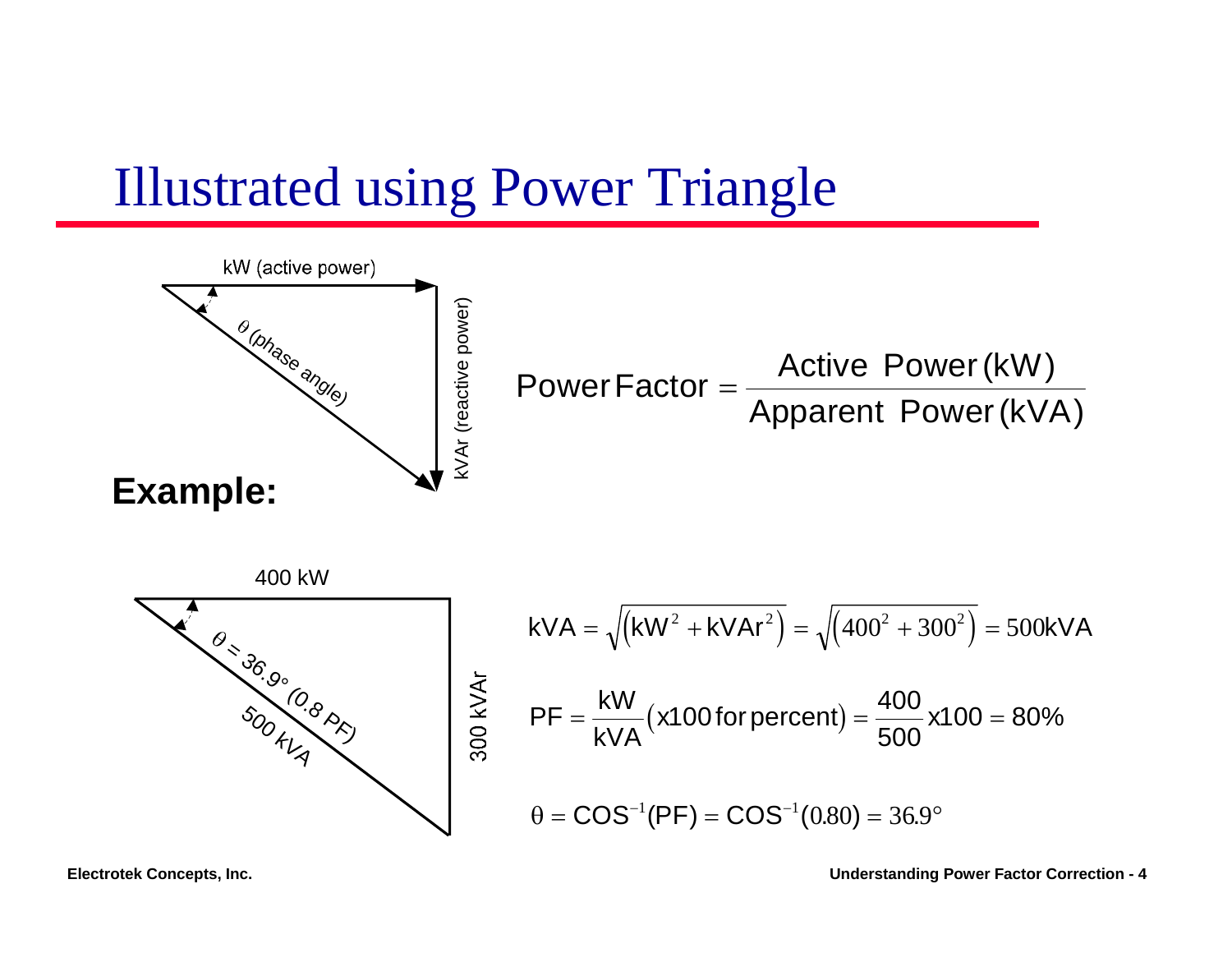# Illustrated using Power Triangle

kW (active power)

θ (phase angle)

kVAr (reactive power)

$$\text{Power Factor} = \frac{\text{Active Power (kW)}}{\text{Apparent Power (kVA)}}$$

**Example:**

400 kW

θ = 36.9° (0.8 PF)

500 kVA

300 kVAr

$$\text{kVA} = \sqrt{\left(\text{kW}^2 + \text{kVAr}^2\right)} = \sqrt{\left(400^2 + 300^2\right)} = 500\text{kVA}$$

$$\text{PF} = \frac{\text{kW}}{\text{kVA}}(\text{x100 for percent}) = \frac{400}{500}\text{x100} = 80\%$$

$$\theta = \text{COS}^{-1}(\text{PF}) = \text{COS}^{-1}(0.80) = 36.9°$$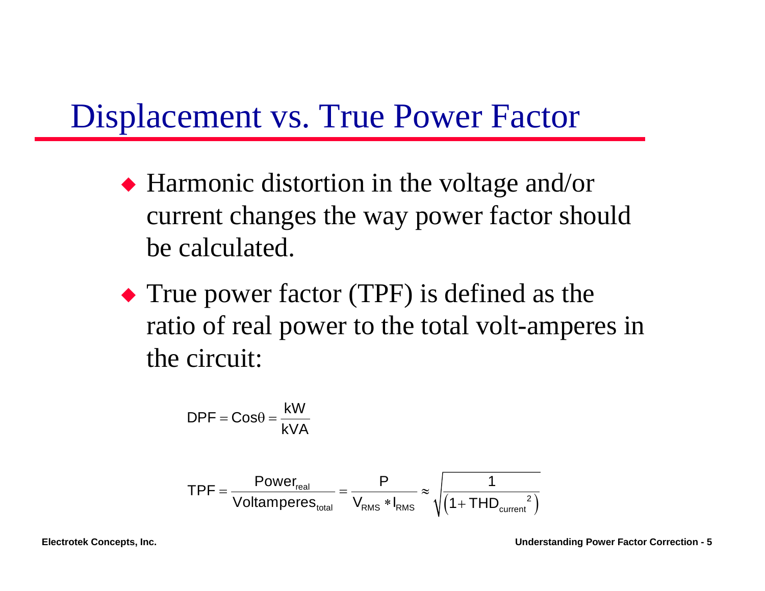# Displacement vs. True Power Factor

- Harmonic distortion in the voltage and/or current changes the way power factor should be calculated.
- True power factor (TPF) is defined as the ratio of real power to the total volt-amperes in the circuit:

$$\text{DPF} = \text{Cos}\theta = \frac{\text{kW}}{\text{kVA}}$$

$$\text{TPF} = \frac{\text{Power}_{\text{real}}}{\text{Voltamperes}_{\text{total}}} = \frac{P}{V_{RMS} * I_{RMS}} \approx \sqrt{\frac{1}{\left(1 + \text{THD}_{\text{current}}{}^{2}\right)}}$$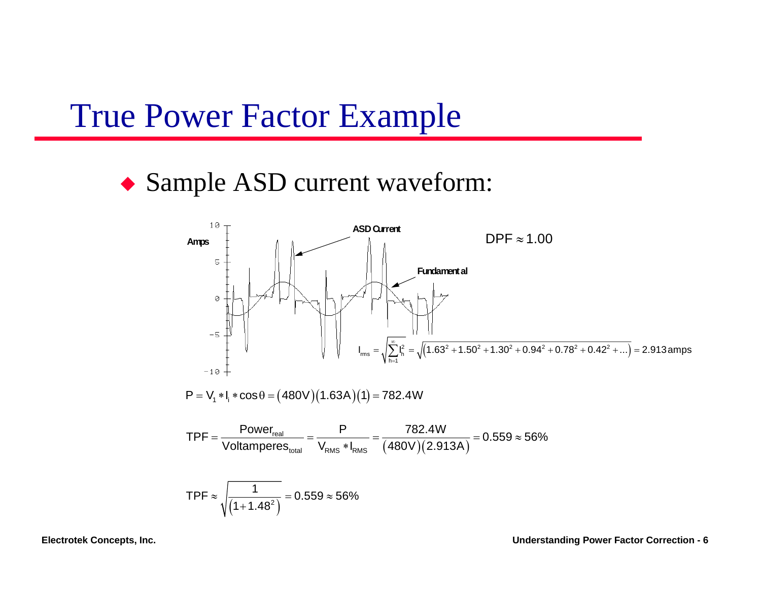# True Power Factor Example

- Sample ASD current waveform:

Amps

ASD Current

Fundamental

$\text{DPF} \approx 1.00$

$$I_{rms} = \sqrt{\sum_{h=1}^{\infty} I_h^2} = \sqrt{\left(1.63^2 + 1.50^2 + 1.30^2 + 0.94^2 + 0.78^2 + 0.42^2 + \ldots\right)} = 2.913 \text{ amps}$$

$$P = V_1 * I_i * \cos\theta = (480\text{V})(1.63\text{A})(1) = 782.4\text{W}$$

$$\text{TPF} = \frac{\text{Power}_{real}}{\text{Voltamperes}_{total}} = \frac{P}{V_{RMS} * I_{RMS}} = \frac{782.4\text{W}}{(480\text{V})(2.913\text{A})} = 0.559 \approx 56\%$$

$$\text{TPF} \approx \sqrt{\frac{1}{\left(1 + 1.48^2\right)}} = 0.559 \approx 56\%$$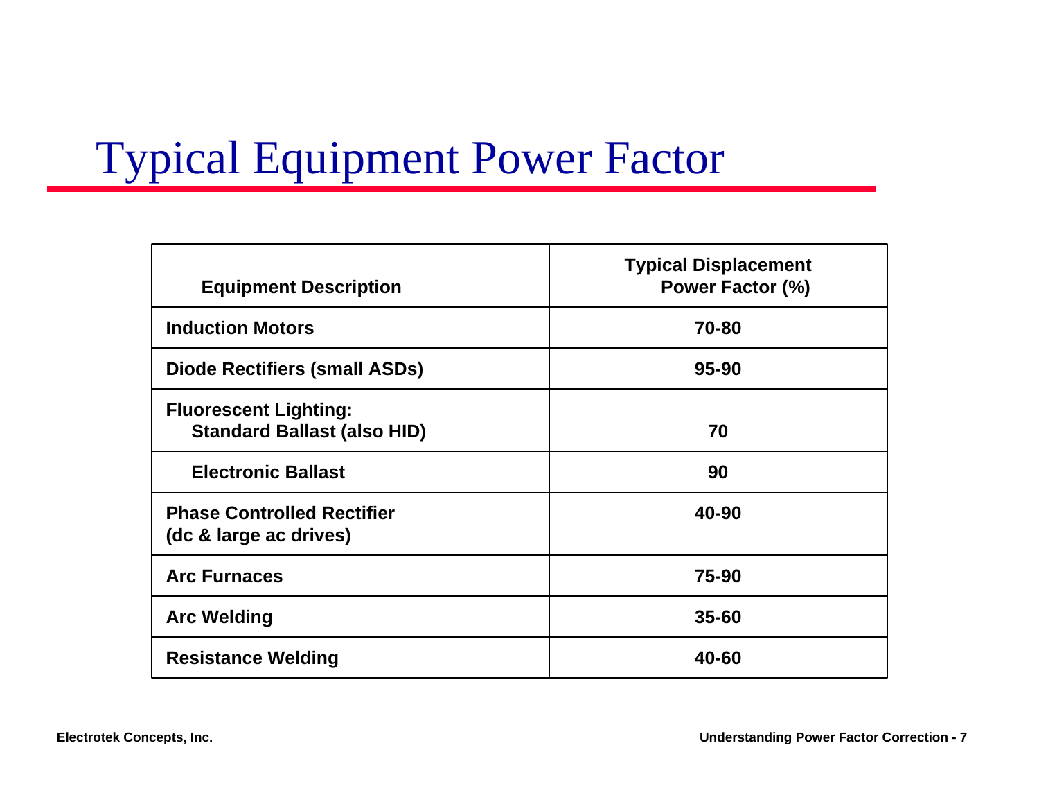# Typical Equipment Power Factor

| Equipment Description | Typical Displacement Power Factor (%) |
| --- | --- |
| Induction Motors | 70-80 |
| Diode Rectifiers (small ASDs) | 95-90 |
| Fluorescent Lighting: Standard Ballast (also HID) | 70 |
| Electronic Ballast | 90 |
| Phase Controlled Rectifier (dc & large ac drives) | 40-90 |
| Arc Furnaces | 75-90 |
| Arc Welding | 35-60 |
| Resistance Welding | 40-60 |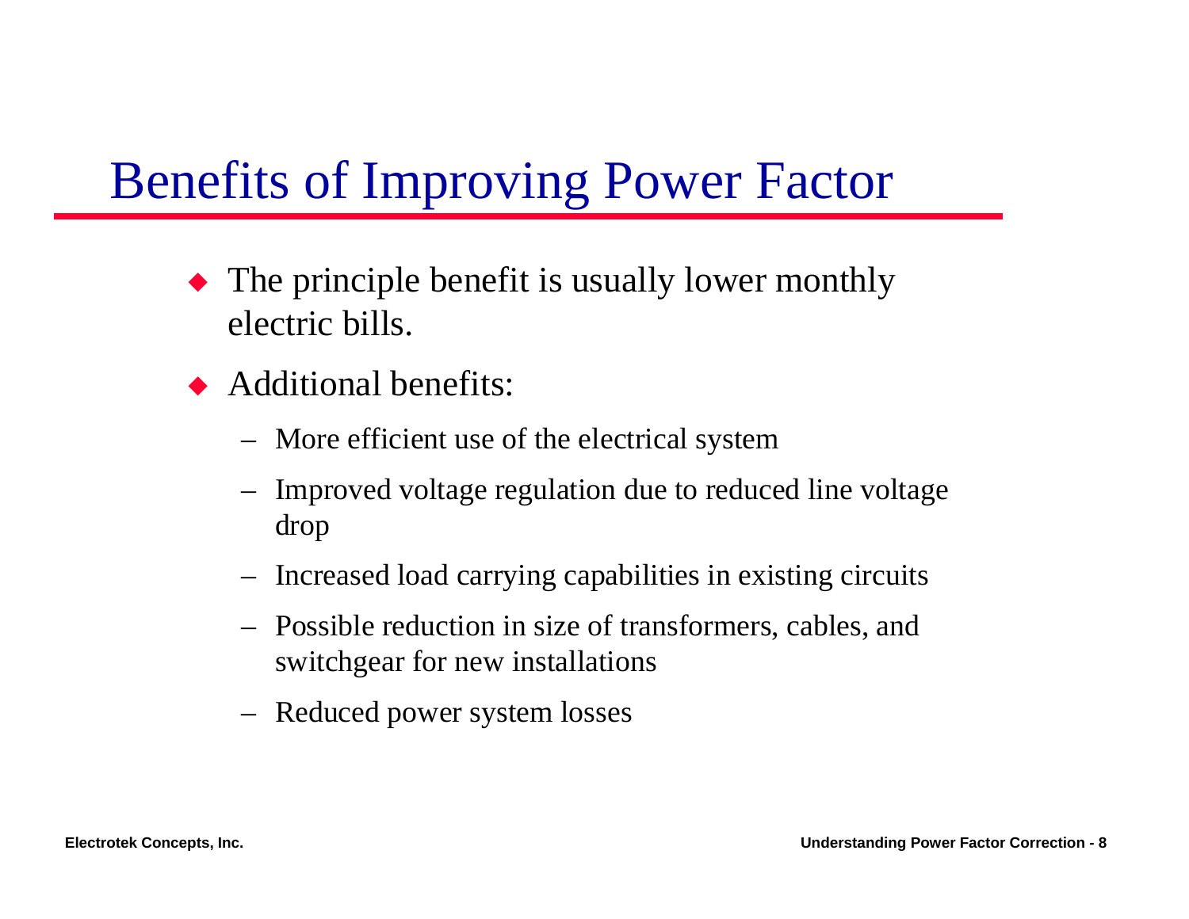# Benefits of Improving Power Factor

- The principle benefit is usually lower monthly electric bills.
- Additional benefits:
  - More efficient use of the electrical system
  - Improved voltage regulation due to reduced line voltage drop
  - Increased load carrying capabilities in existing circuits
  - Possible reduction in size of transformers, cables, and switchgear for new installations
  - Reduced power system losses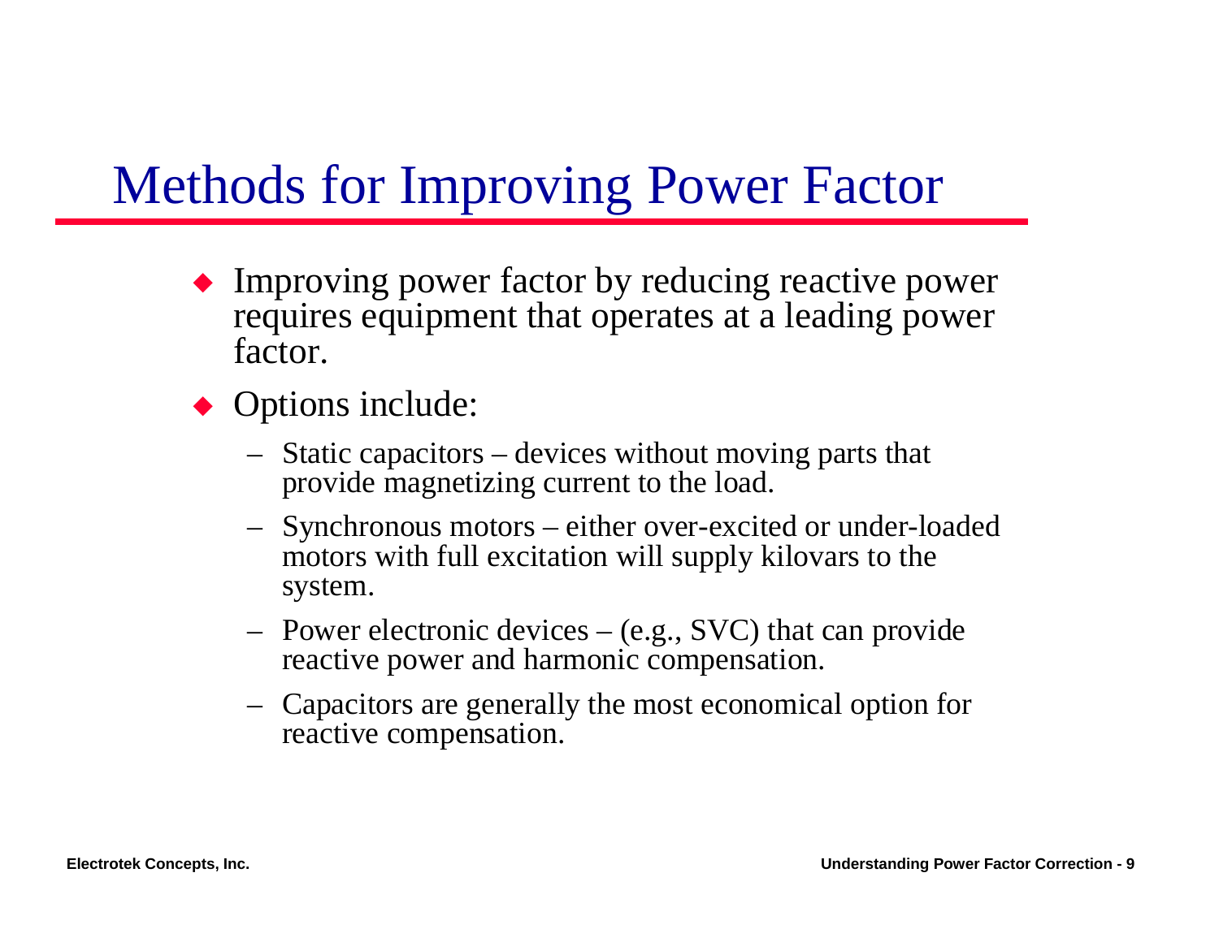# Methods for Improving Power Factor

- Improving power factor by reducing reactive power requires equipment that operates at a leading power factor.
- Options include:
  - Static capacitors – devices without moving parts that provide magnetizing current to the load.
  - Synchronous motors – either over-excited or under-loaded motors with full excitation will supply kilovars to the system.
  - Power electronic devices – (e.g., SVC) that can provide reactive power and harmonic compensation.
  - Capacitors are generally the most economical option for reactive compensation.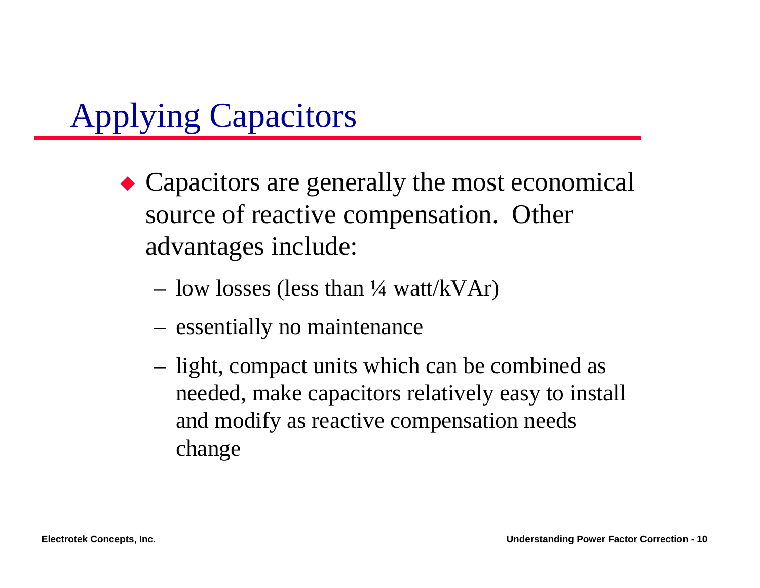# Applying Capacitors

- Capacitors are generally the most economical source of reactive compensation. Other advantages include:
  - low losses (less than ¼ watt/kVAr)
  - essentially no maintenance
  - light, compact units which can be combined as needed, make capacitors relatively easy to install and modify as reactive compensation needs change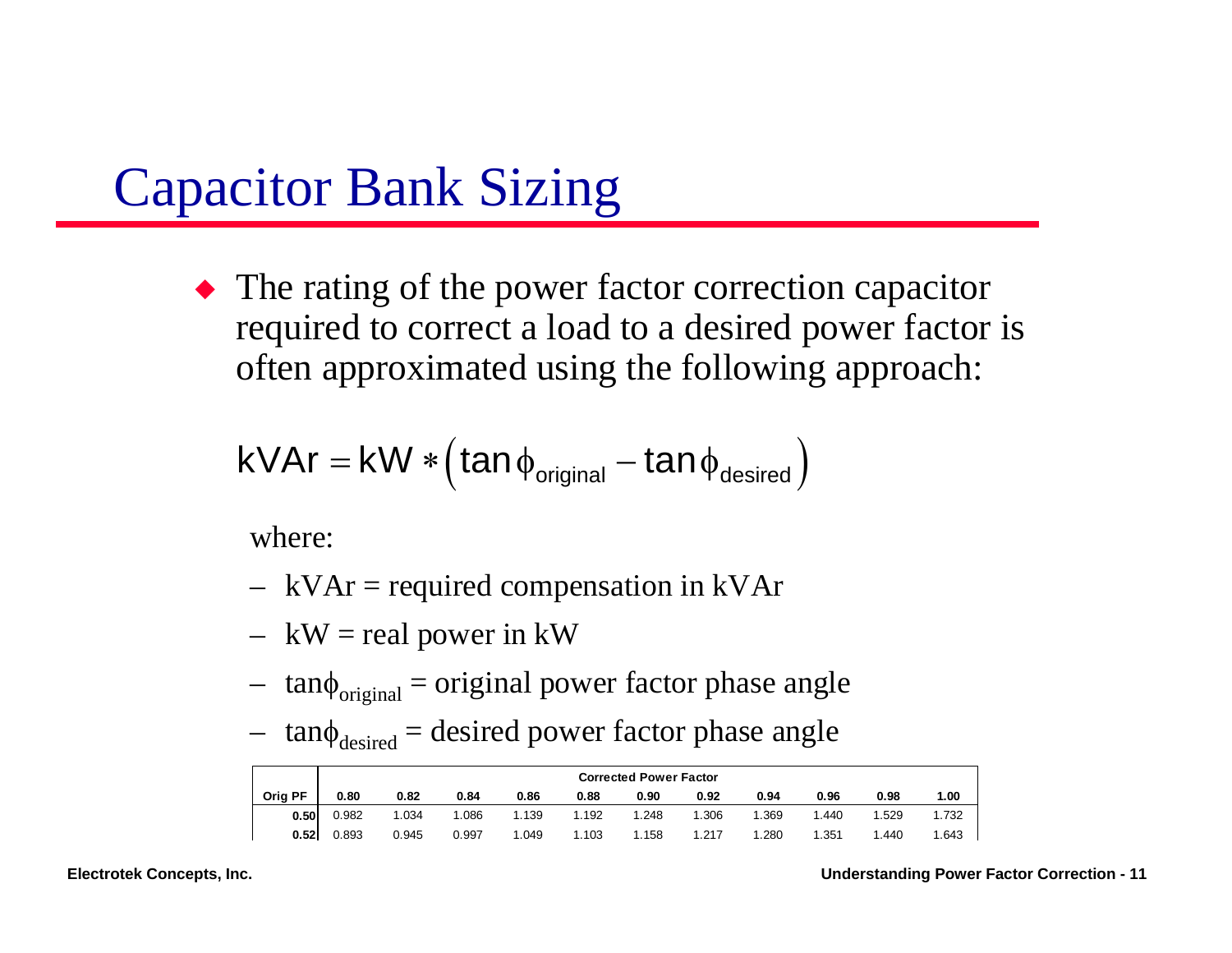# Capacitor Bank Sizing

- The rating of the power factor correction capacitor required to correct a load to a desired power factor is often approximated using the following approach:

$$\text{kVAr} = \text{kW} * \left(\tan\phi_{\text{original}} - \tan\phi_{\text{desired}}\right)$$

where:

- kVAr = required compensation in kVAr
- kW = real power in kW
- $\tan\phi_{\text{original}}$ = original power factor phase angle
- $\tan\phi_{\text{desired}}$ = desired power factor phase angle

| | Corrected Power Factor | | | | | | | | | | |
|---|---|---|---|---|---|---|---|---|---|---|---|
| **Orig PF** | **0.80** | **0.82** | **0.84** | **0.86** | **0.88** | **0.90** | **0.92** | **0.94** | **0.96** | **0.98** | **1.00** |
| **0.50** | 0.982 | 1.034 | 1.086 | 1.139 | 1.192 | 1.248 | 1.306 | 1.369 | 1.440 | 1.529 | 1.732 |
| **0.52** | 0.893 | 0.945 | 0.997 | 1.049 | 1.103 | 1.158 | 1.217 | 1.280 | 1.351 | 1.440 | 1.643 |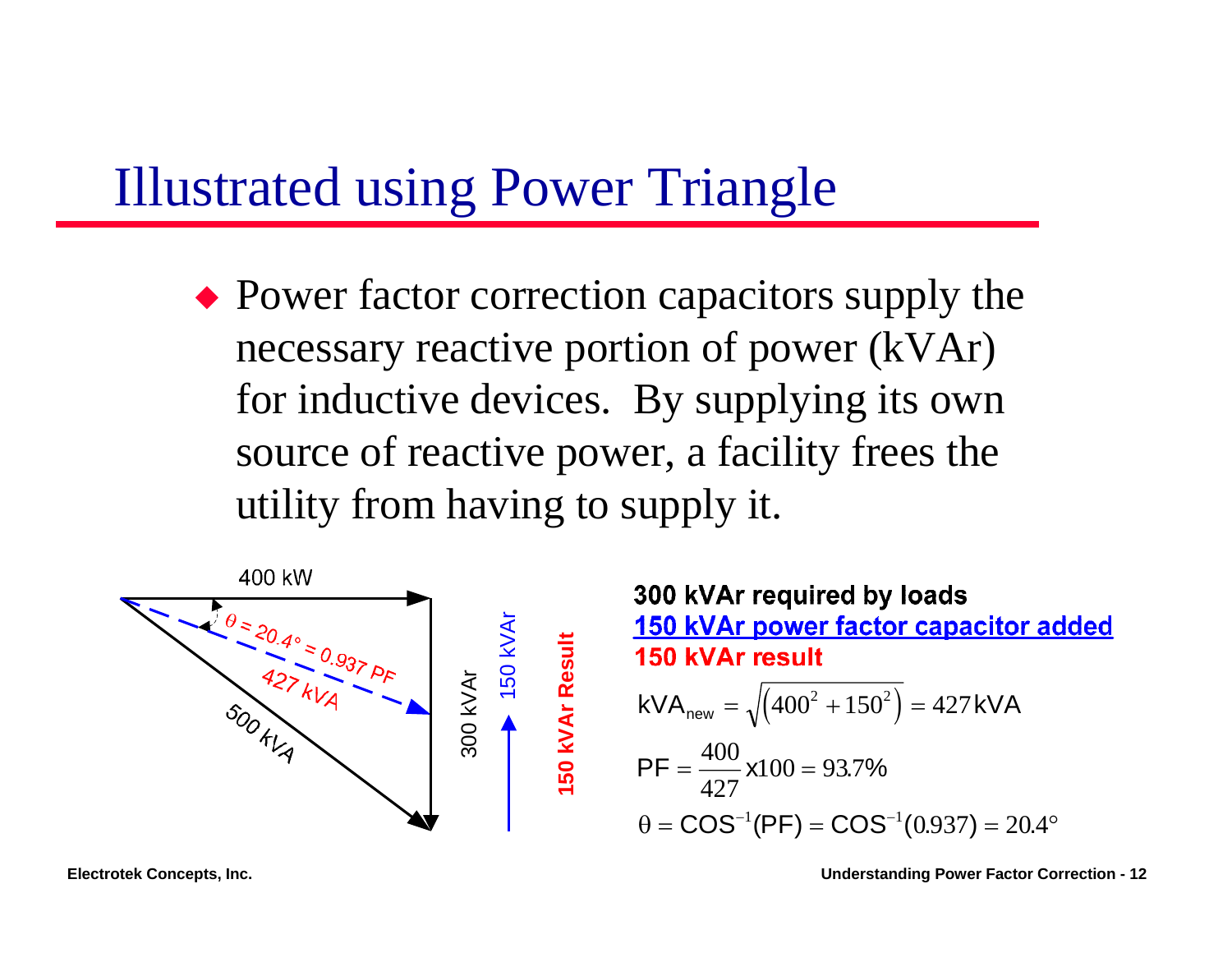# Illustrated using Power Triangle

- Power factor correction capacitors supply the necessary reactive portion of power (kVAr) for inductive devices. By supplying its own source of reactive power, a facility frees the utility from having to supply it.

400 kW

$\theta = 20.4° = 0.937$ PF

427 kVA

500 kVA

300 kVAr

150 kVAr

**150 kVAr Result**

**300 kVAr required by loads**

**150 kVAr power factor capacitor added**

**150 kVAr result**

$$\text{kVA}_{new} = \sqrt{\left(400^2 + 150^2\right)} = 427\,\text{kVA}$$

$$\text{PF} = \frac{400}{427} \times 100 = 93.7\%$$

$$\theta = \text{COS}^{-1}(\text{PF}) = \text{COS}^{-1}(0.937) = 20.4°$$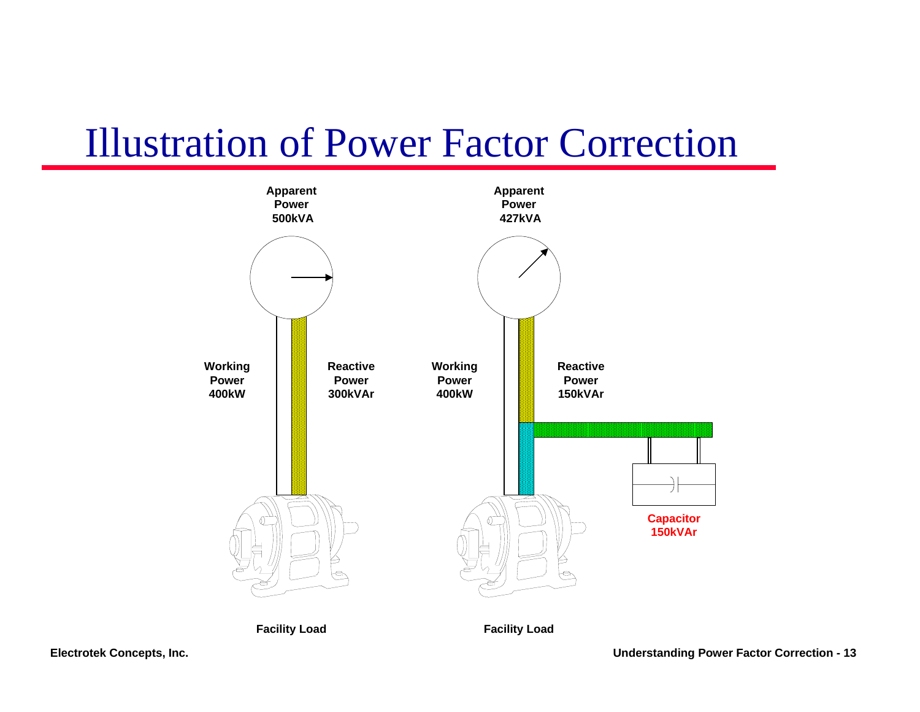# Illustration of Power Factor Correction

**Apparent Power 500kVA**

**Working Power 400kW**

**Reactive Power 300kVAr**

**Facility Load**

**Apparent Power 427kVA**

**Working Power 400kW**

**Reactive Power 150kVAr**

**Capacitor 150kVAr**

**Facility Load**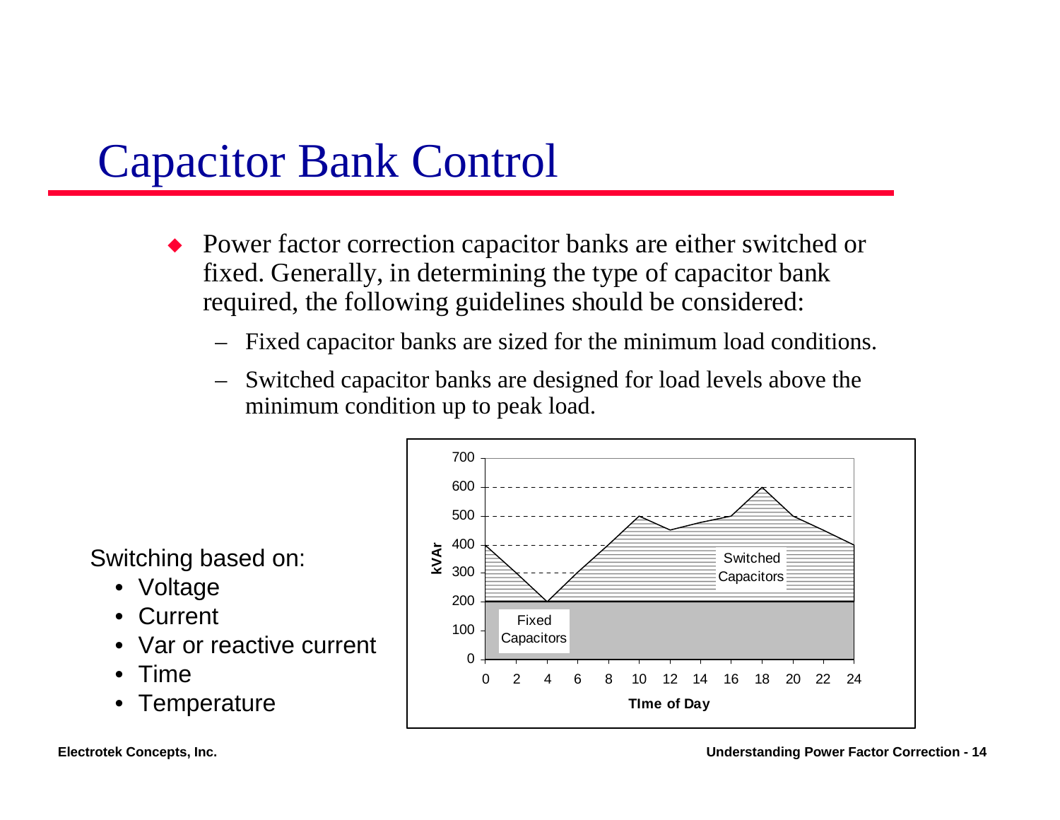# Capacitor Bank Control

- Power factor correction capacitor banks are either switched or fixed. Generally, in determining the type of capacitor bank required, the following guidelines should be considered:
  - Fixed capacitor banks are sized for the minimum load conditions.
  - Switched capacitor banks are designed for load levels above the minimum condition up to peak load.

Switching based on:

- Voltage
- Current
- Var or reactive current
- Time
- Temperature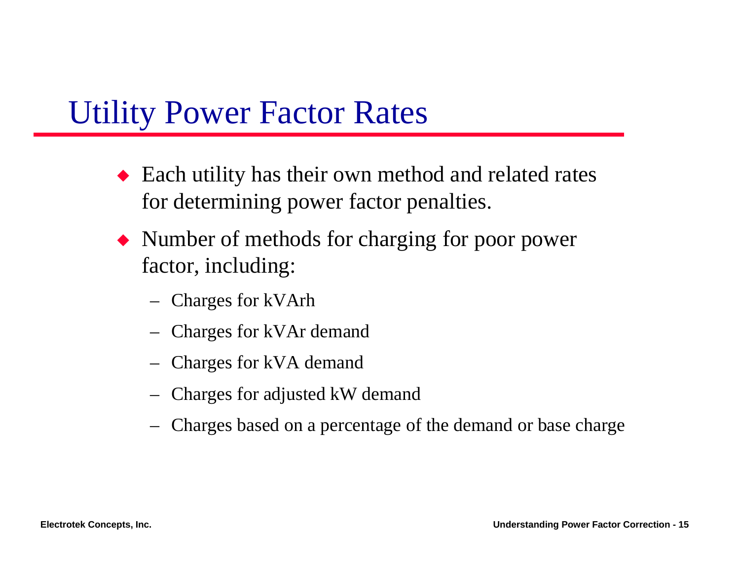# Utility Power Factor Rates

- Each utility has their own method and related rates for determining power factor penalties.
- Number of methods for charging for poor power factor, including:
  - Charges for kVArh
  - Charges for kVAr demand
  - Charges for kVA demand
  - Charges for adjusted kW demand
  - Charges based on a percentage of the demand or base charge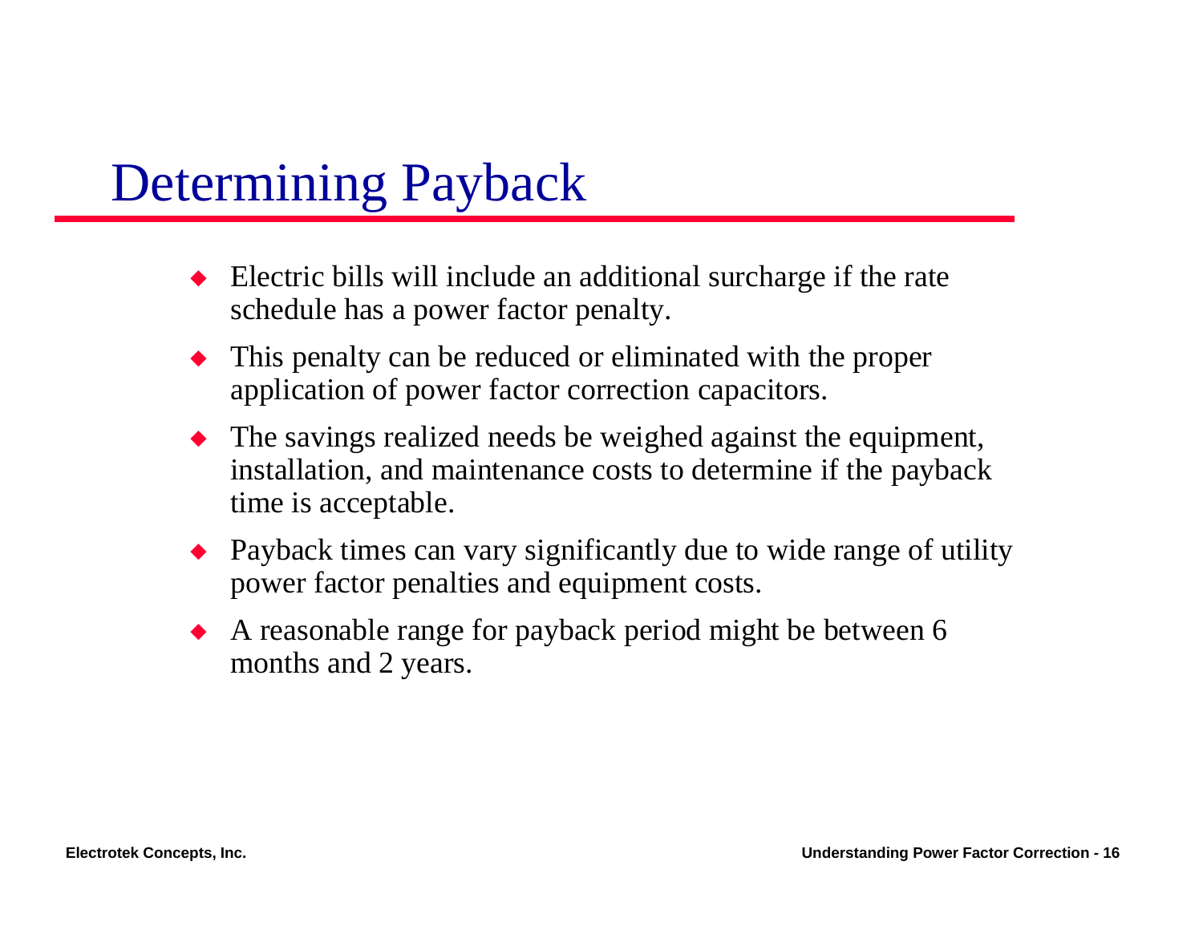# Determining Payback

- Electric bills will include an additional surcharge if the rate schedule has a power factor penalty.
- This penalty can be reduced or eliminated with the proper application of power factor correction capacitors.
- The savings realized needs be weighed against the equipment, installation, and maintenance costs to determine if the payback time is acceptable.
- Payback times can vary significantly due to wide range of utility power factor penalties and equipment costs.
- A reasonable range for payback period might be between 6 months and 2 years.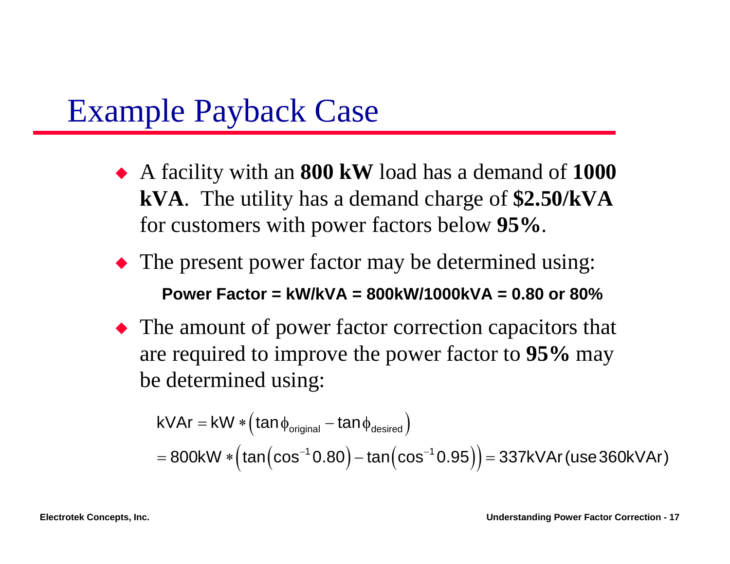# Example Payback Case

- A facility with an **800 kW** load has a demand of **1000 kVA**. The utility has a demand charge of **$2.50/kVA** for customers with power factors below **95%**.
- The present power factor may be determined using:

  **Power Factor = kW/kVA = 800kW/1000kVA = 0.80 or 80%**

- The amount of power factor correction capacitors that are required to improve the power factor to **95%** may be determined using:

$$\text{kVAr} = \text{kW} * \left(\tan\phi_{\text{original}} - \tan\phi_{\text{desired}}\right)$$

$$= 800\text{kW} * \left(\tan\left(\cos^{-1}0.80\right) - \tan\left(\cos^{-1}0.95\right)\right) = 337\text{kVAr}\ (\text{use } 360\text{kVAr})$$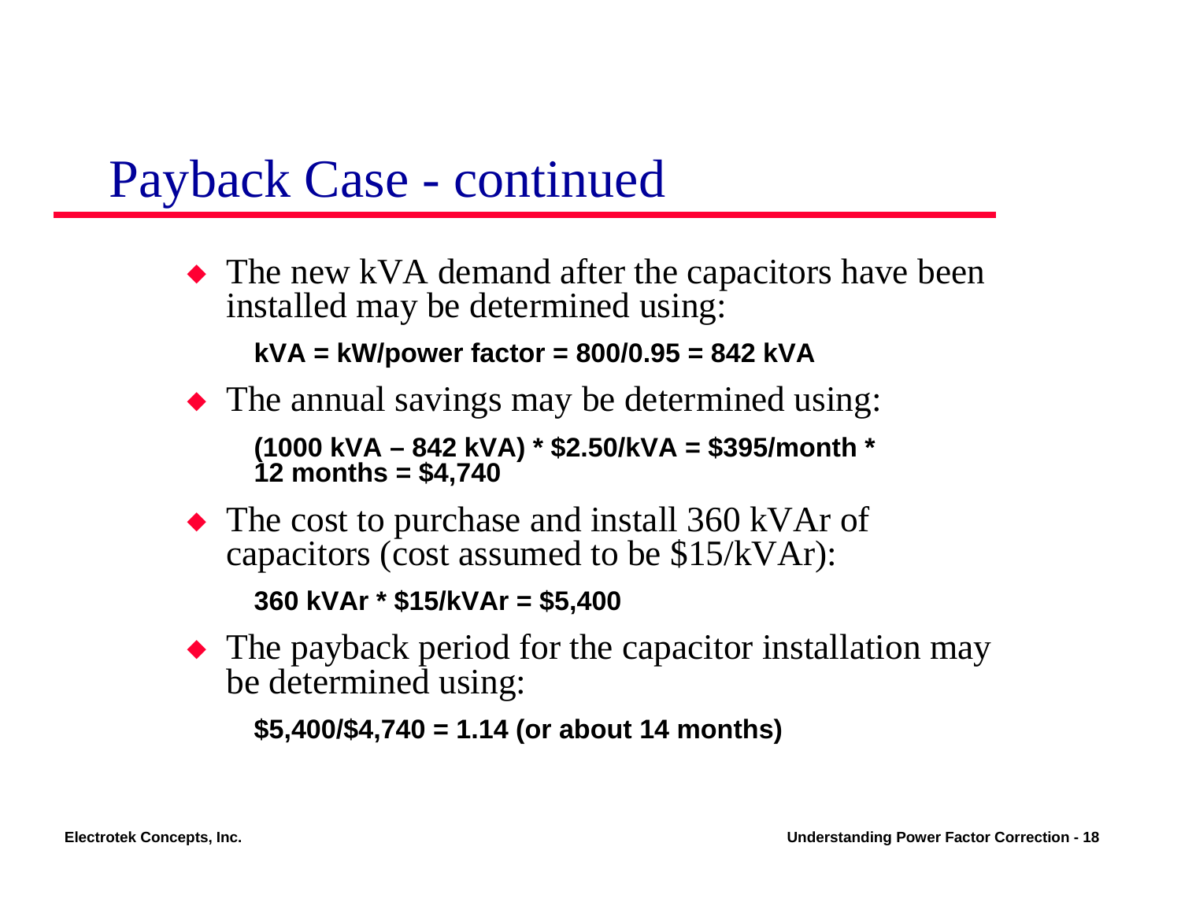# Payback Case - continued

- The new kVA demand after the capacitors have been installed may be determined using:

  **kVA = kW/power factor = 800/0.95 = 842 kVA**

- The annual savings may be determined using:

  **(1000 kVA – 842 kVA) * $2.50/kVA = $395/month * 12 months = $4,740**

- The cost to purchase and install 360 kVAr of capacitors (cost assumed to be $15/kVAr):

  **360 kVAr * $15/kVAr = $5,400**

- The payback period for the capacitor installation may be determined using:

  **$5,400/$4,740 = 1.14 (or about 14 months)**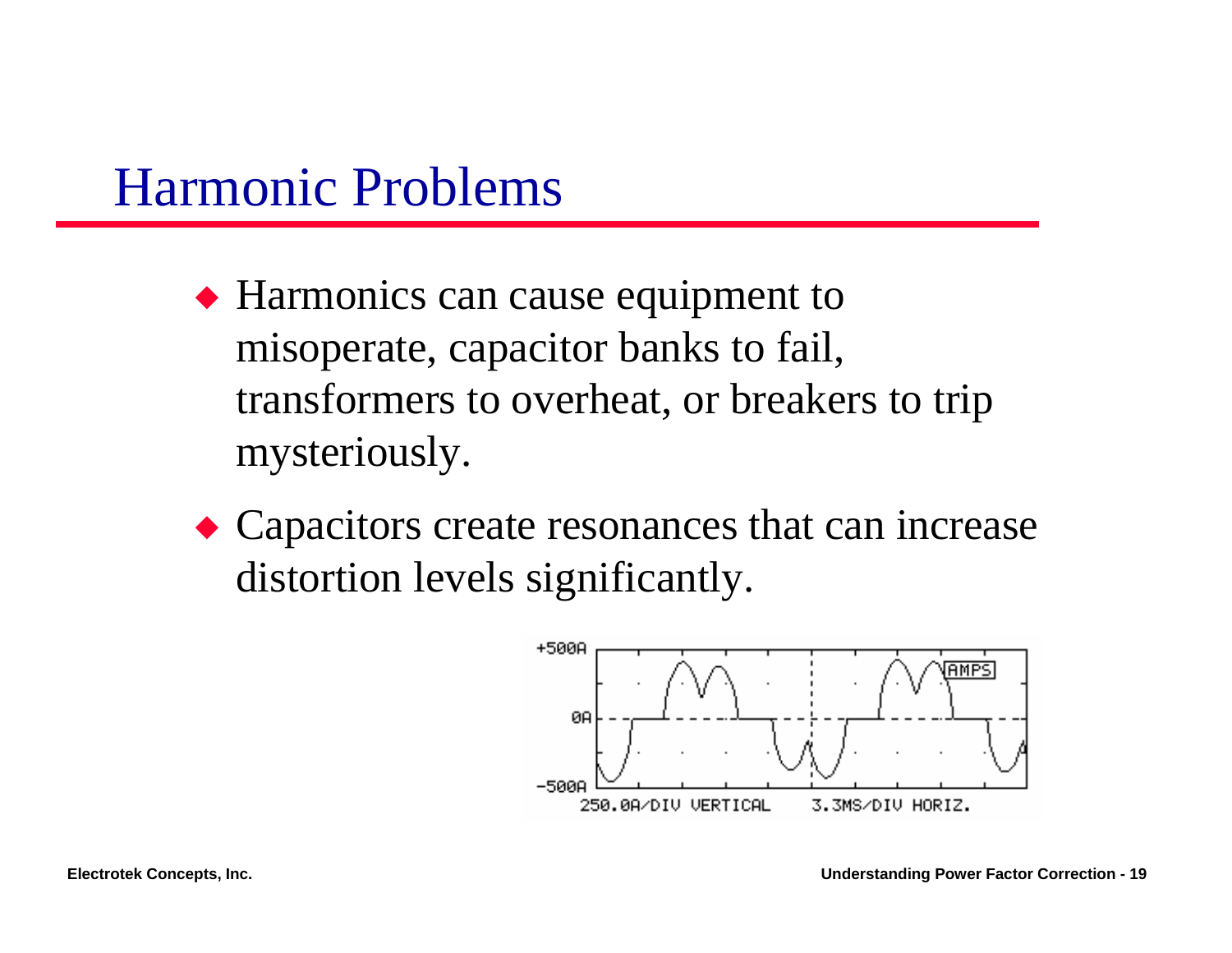# Harmonic Problems

- Harmonics can cause equipment to misoperate, capacitor banks to fail, transformers to overheat, or breakers to trip mysteriously.
- Capacitors create resonances that can increase distortion levels significantly.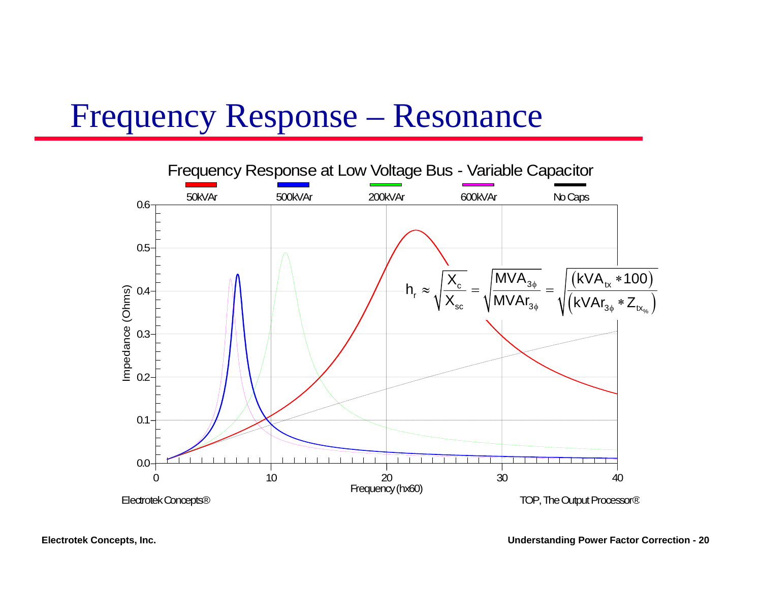# Frequency Response – Resonance

Frequency Response at Low Voltage Bus - Variable Capacitor

Legend: 50kVAr, 500kVAr, 200kVAr, 600kVAr, No Caps

Impedance (Ohms) vs. Frequency (hx60)

$$h_r \approx \sqrt{\frac{X_c}{X_{sc}}} = \sqrt{\frac{MVA_{3\phi}}{MVAr_{3\phi}}} = \sqrt{\frac{(kVA_{tx} * 100)}{(kVAr_{3\phi} * Z_{tx_{\%}})}}$$

Electrotek Concepts®

TOP, The Output Processor®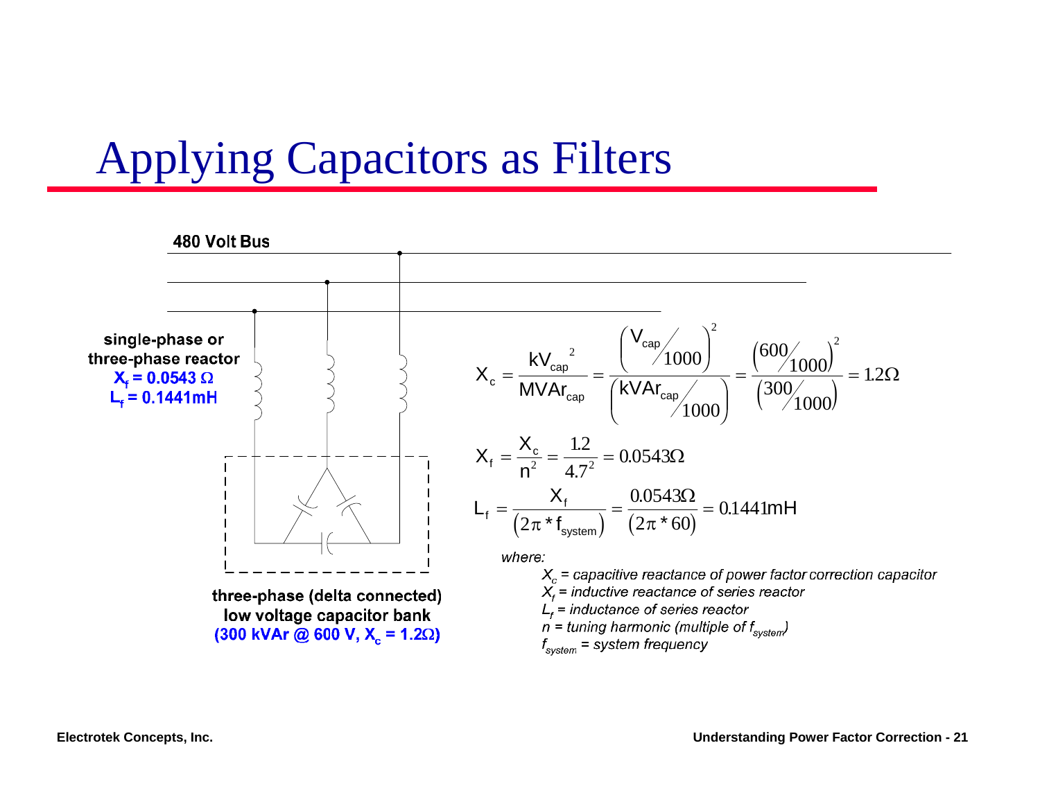# Applying Capacitors as Filters

**480 Volt Bus**

**single-phase or three-phase reactor**
**$X_f$ = 0.0543 Ω**
**$L_f$ = 0.1441mH**

**three-phase (delta connected) low voltage capacitor bank**
**(300 kVAr @ 600 V, $X_c$ = 1.2Ω)**

$$X_c = \frac{kV_{cap}^{\ 2}}{MVAr_{cap}} = \frac{\left(V_{cap}/1000\right)^2}{\left(kVAr_{cap}/1000\right)} = \frac{\left(600/1000\right)^2}{\left(300/1000\right)} = 1.2\Omega$$

$$X_f = \frac{X_c}{n^2} = \frac{1.2}{4.7^2} = 0.0543\Omega$$

$$L_f = \frac{X_f}{\left(2\pi * f_{system}\right)} = \frac{0.0543\Omega}{\left(2\pi * 60\right)} = 0.1441\text{mH}$$

*where:*

- $X_c$ = *capacitive reactance of power factor correction capacitor*
- $X_f$ = *inductive reactance of series reactor*
- $L_f$ = *inductance of series reactor*
- $n$ = *tuning harmonic (multiple of $f_{system}$)*
- $f_{system}$ = *system frequency*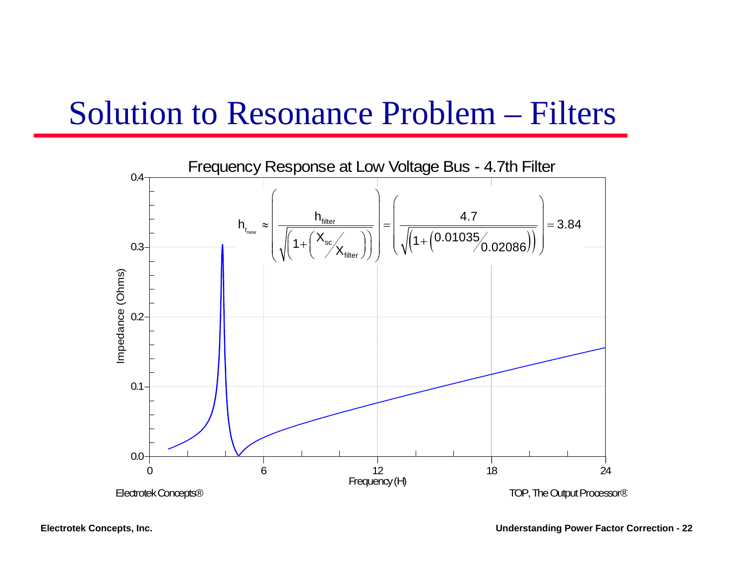# Solution to Resonance Problem – Filters

Frequency Response at Low Voltage Bus - 4.7th Filter

$$h_{r_{new}} \approx \left( \frac{h_{filter}}{\sqrt{\left(1 + \left( X_{sc} / X_{filter} \right)\right)}} \right) = \left( \frac{4.7}{\sqrt{\left(1 + \left(0.01035 / 0.02086\right)\right)}} \right) = 3.84$$

Impedance (Ohms)

Frequency (H)

Electrotek Concepts®

TOP, The Output Processor®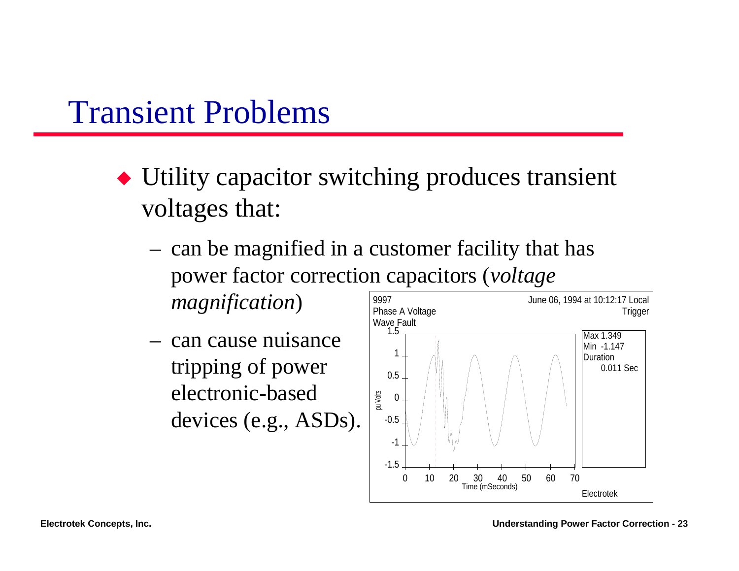# Transient Problems

- Utility capacitor switching produces transient voltages that:
  - can be magnified in a customer facility that has power factor correction capacitors (*voltage magnification*)
  - can cause nuisance tripping of power electronic-based devices (e.g., ASDs).

9997
Phase A Voltage
Wave Fault

June 06, 1994 at 10:12:17 Local
Trigger

Max 1.349
Min -1.147
Duration
0.011 Sec

pu Volts

Time (mSeconds)

Electrotek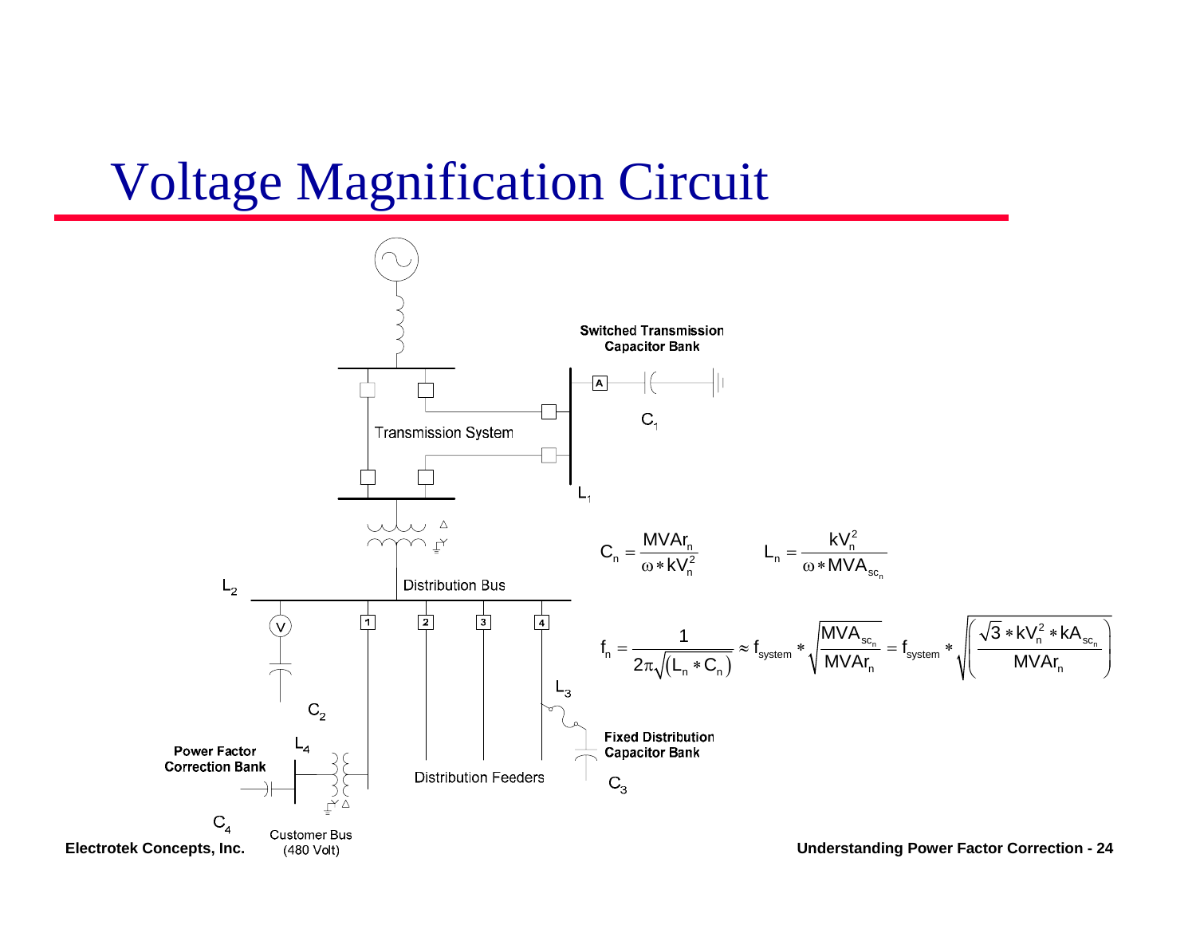# Voltage Magnification Circuit

Switched Transmission Capacitor Bank

$C_1$

Transmission System

$L_1$

$L_2$

Distribution Bus

$C_2$

$L_3$

Fixed Distribution Capacitor Bank

$C_3$

$L_4$

Power Factor Correction Bank

Distribution Feeders

$C_4$

Customer Bus (480 Volt)

$$C_n = \frac{MVAr_n}{\omega * kV_n^2} \qquad L_n = \frac{kV_n^2}{\omega * MVA_{sc_n}}$$

$$f_n = \frac{1}{2\pi\sqrt{(L_n * C_n)}} \approx f_{system} * \sqrt{\frac{MVA_{sc_n}}{MVAr_n}} = f_{system} * \sqrt{\left(\frac{\sqrt{3} * kV_n^2 * kA_{sc_n}}{MVAr_n}\right)}$$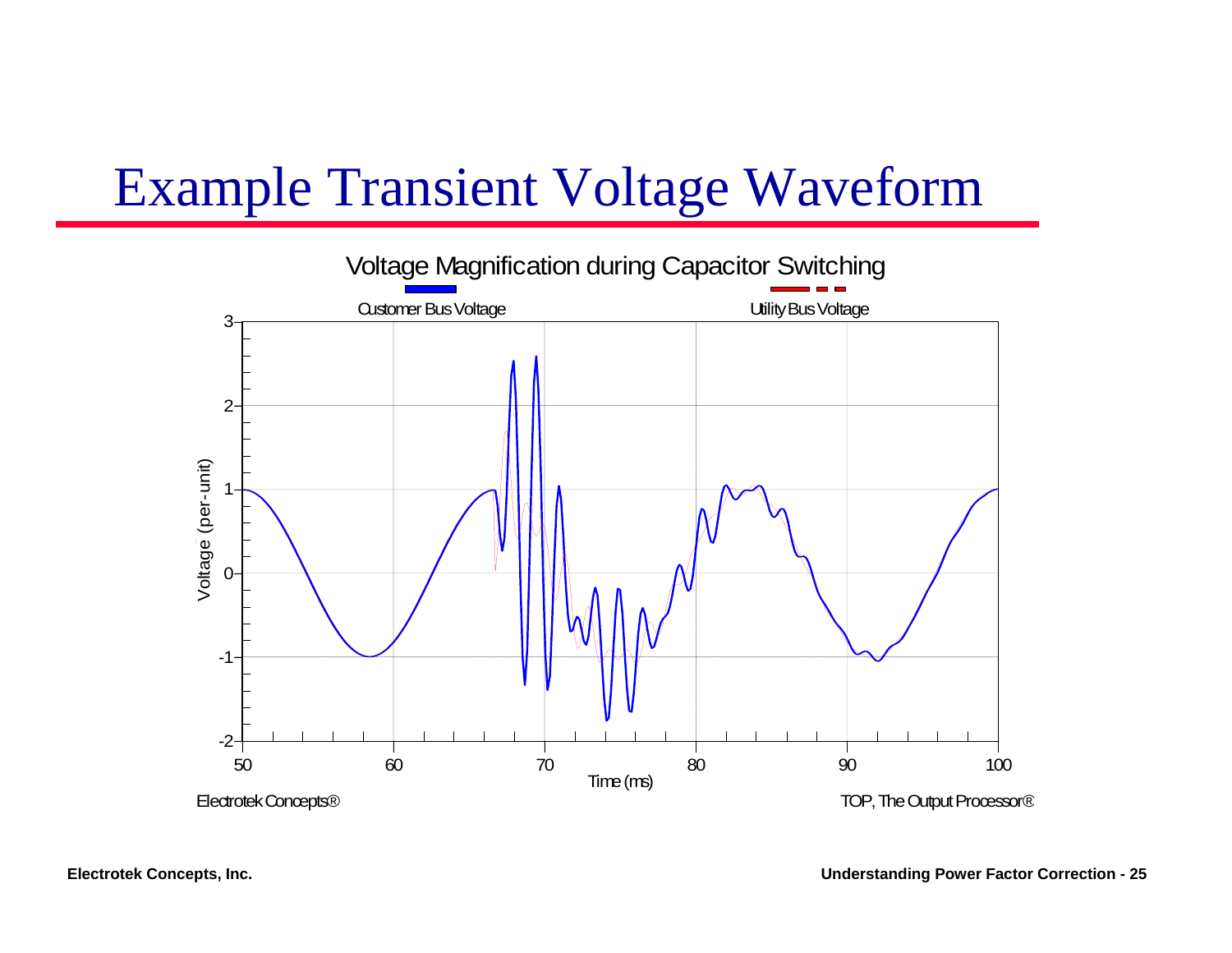# Example Transient Voltage Waveform

Voltage Magnification during Capacitor Switching

Customer Bus Voltage

Utility Bus Voltage

Voltage (per-unit)

3

2

1

0

-1

-2

50

60

70

80

90

100

Time (ms)

Electrotek Concepts®

TOP, The Output Processor®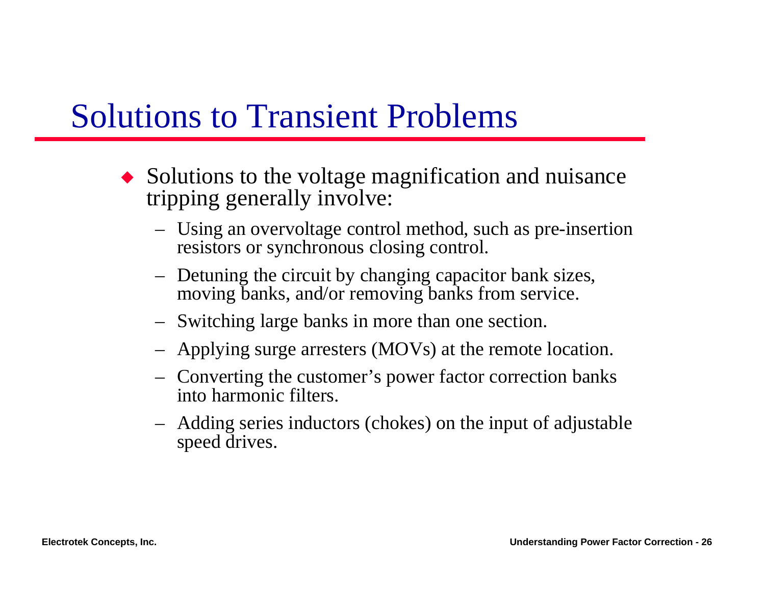# Solutions to Transient Problems

- Solutions to the voltage magnification and nuisance tripping generally involve:
  - Using an overvoltage control method, such as pre-insertion resistors or synchronous closing control.
  - Detuning the circuit by changing capacitor bank sizes, moving banks, and/or removing banks from service.
  - Switching large banks in more than one section.
  - Applying surge arresters (MOVs) at the remote location.
  - Converting the customer's power factor correction banks into harmonic filters.
  - Adding series inductors (chokes) on the input of adjustable speed drives.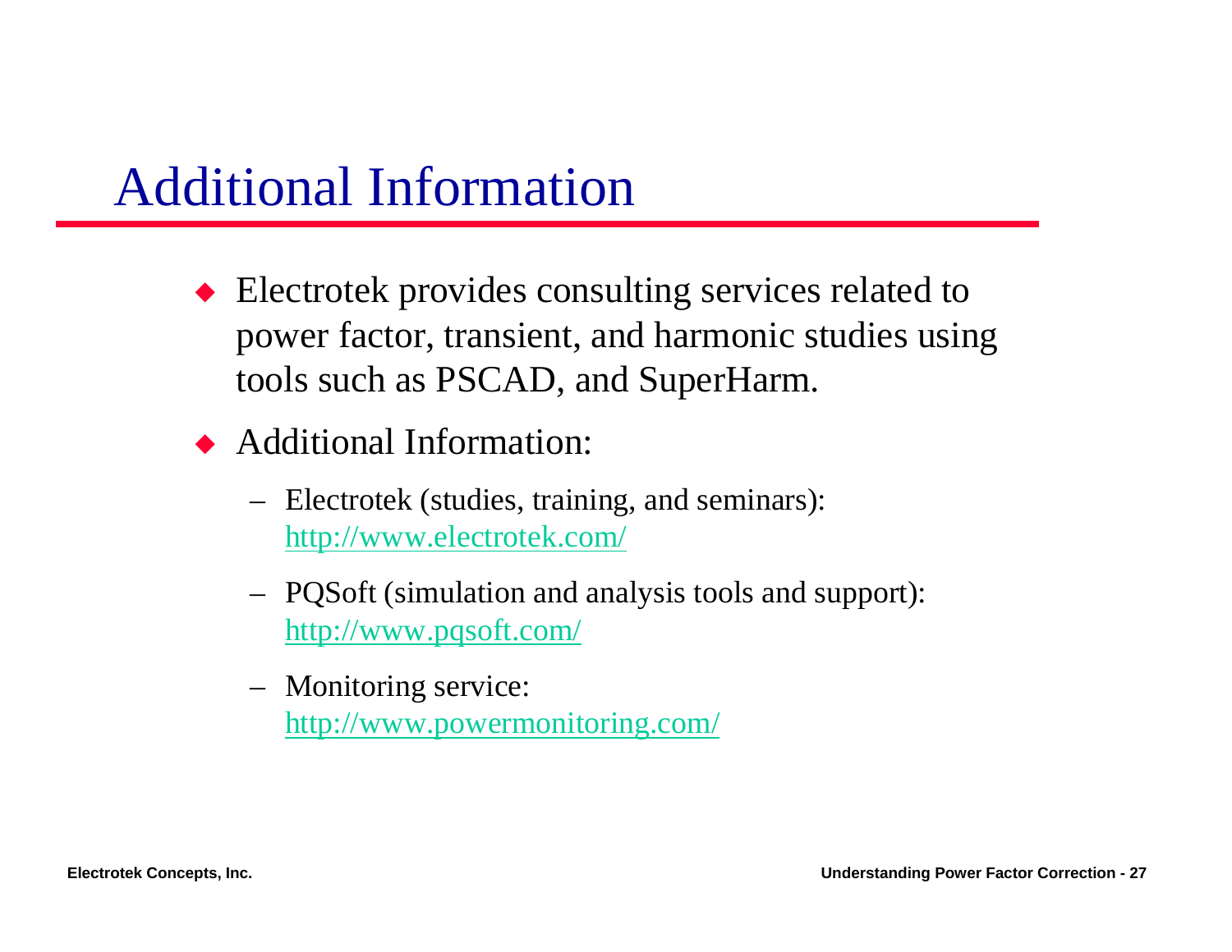# Additional Information

- Electrotek provides consulting services related to power factor, transient, and harmonic studies using tools such as PSCAD, and SuperHarm.
- Additional Information:
  - Electrotek (studies, training, and seminars): http://www.electrotek.com/
  - PQSoft (simulation and analysis tools and support): http://www.pqsoft.com/
  - Monitoring service: http://www.powermonitoring.com/